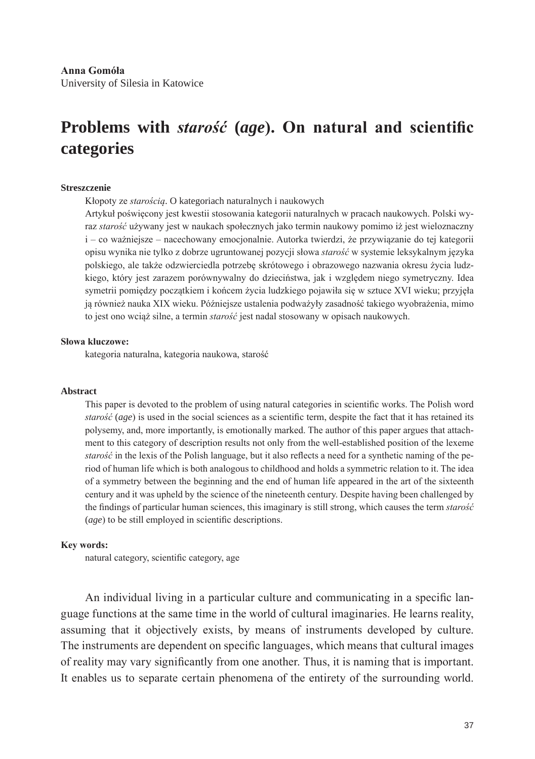**Anna Gomóła**
University of Silesia in Katowice

# Problems with *starość* (*age*). On natural and scientific categories

#### Streszczenie

Kłopoty ze *starością*. O kategoriach naturalnych i naukowych

Artykuł poświęcony jest kwestii stosowania kategorii naturalnych w pracach naukowych. Polski wyraz *starość* używany jest w naukach społecznych jako termin naukowy pomimo iż jest wieloznaczny i – co ważniejsze – nacechowany emocjonalnie. Autorka twierdzi, że przywiązanie do tej kategorii opisu wynika nie tylko z dobrze ugruntowanej pozycji słowa *starość* w systemie leksykalnym języka polskiego, ale także odzwierciedla potrzebę skrótowego i obrazowego nazwania okresu życia ludzkiego, który jest zarazem porównywalny do dzieciństwa, jak i względem niego symetryczny. Idea symetrii pomiędzy początkiem i końcem życia ludzkiego pojawiła się w sztuce XVI wieku; przyjęła ją również nauka XIX wieku. Późniejsze ustalenia podważyły zasadność takiego wyobrażenia, mimo to jest ono wciąż silne, a termin *starość* jest nadal stosowany w opisach naukowych.

#### Słowa kluczowe:

kategoria naturalna, kategoria naukowa, starość

#### Abstract

This paper is devoted to the problem of using natural categories in scientific works. The Polish word *starość* (*age*) is used in the social sciences as a scientific term, despite the fact that it has retained its polysemy, and, more importantly, is emotionally marked. The author of this paper argues that attachment to this category of description results not only from the well-established position of the lexeme *starość* in the lexis of the Polish language, but it also reflects a need for a synthetic naming of the period of human life which is both analogous to childhood and holds a symmetric relation to it. The idea of a symmetry between the beginning and the end of human life appeared in the art of the sixteenth century and it was upheld by the science of the nineteenth century. Despite having been challenged by the findings of particular human sciences, this imaginary is still strong, which causes the term *starość* (*age*) to be still employed in scientific descriptions.

#### Key words:

natural category, scientific category, age

An individual living in a particular culture and communicating in a specific language functions at the same time in the world of cultural imaginaries. He learns reality, assuming that it objectively exists, by means of instruments developed by culture. The instruments are dependent on specific languages, which means that cultural images of reality may vary significantly from one another. Thus, it is naming that is important. It enables us to separate certain phenomena of the entirety of the surrounding world.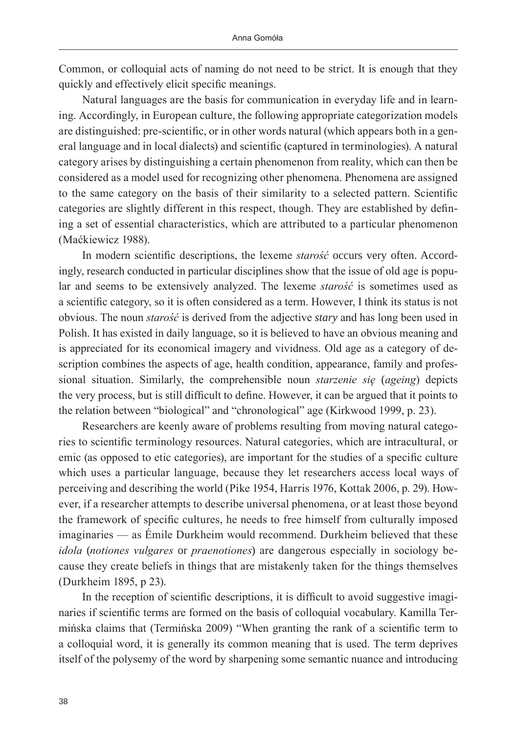Common, or colloquial acts of naming do not need to be strict. It is enough that they quickly and effectively elicit specific meanings.

Natural languages are the basis for communication in everyday life and in learning. Accordingly, in European culture, the following appropriate categorization models are distinguished: pre-scientific, or in other words natural (which appears both in a general language and in local dialects) and scientific (captured in terminologies). A natural category arises by distinguishing a certain phenomenon from reality, which can then be considered as a model used for recognizing other phenomena. Phenomena are assigned to the same category on the basis of their similarity to a selected pattern. Scientific categories are slightly different in this respect, though. They are established by defining a set of essential characteristics, which are attributed to a particular phenomenon (Maćkiewicz 1988).

In modern scientific descriptions, the lexeme *starość* occurs very often. Accordingly, research conducted in particular disciplines show that the issue of old age is popular and seems to be extensively analyzed. The lexeme *starość* is sometimes used as a scientific category, so it is often considered as a term. However, I think its status is not obvious. The noun *starość* is derived from the adjective *stary* and has long been used in Polish. It has existed in daily language, so it is believed to have an obvious meaning and is appreciated for its economical imagery and vividness. Old age as a category of description combines the aspects of age, health condition, appearance, family and professional situation. Similarly, the comprehensible noun *starzenie się* (*ageing*) depicts the very process, but is still difficult to define. However, it can be argued that it points to the relation between "biological" and "chronological" age (Kirkwood 1999, p. 23).

Researchers are keenly aware of problems resulting from moving natural categories to scientific terminology resources. Natural categories, which are intracultural, or emic (as opposed to etic categories), are important for the studies of a specific culture which uses a particular language, because they let researchers access local ways of perceiving and describing the world (Pike 1954, Harris 1976, Kottak 2006, p. 29). However, if a researcher attempts to describe universal phenomena, or at least those beyond the framework of specific cultures, he needs to free himself from culturally imposed imaginaries — as Émile Durkheim would recommend. Durkheim believed that these *idola* (*notiones vulgares* or *praenotiones*) are dangerous especially in sociology because they create beliefs in things that are mistakenly taken for the things themselves (Durkheim 1895, p 23).

In the reception of scientific descriptions, it is difficult to avoid suggestive imaginaries if scientific terms are formed on the basis of colloquial vocabulary. Kamilla Termińska claims that (Termińska 2009) "When granting the rank of a scientific term to a colloquial word, it is generally its common meaning that is used. The term deprives itself of the polysemy of the word by sharpening some semantic nuance and introducing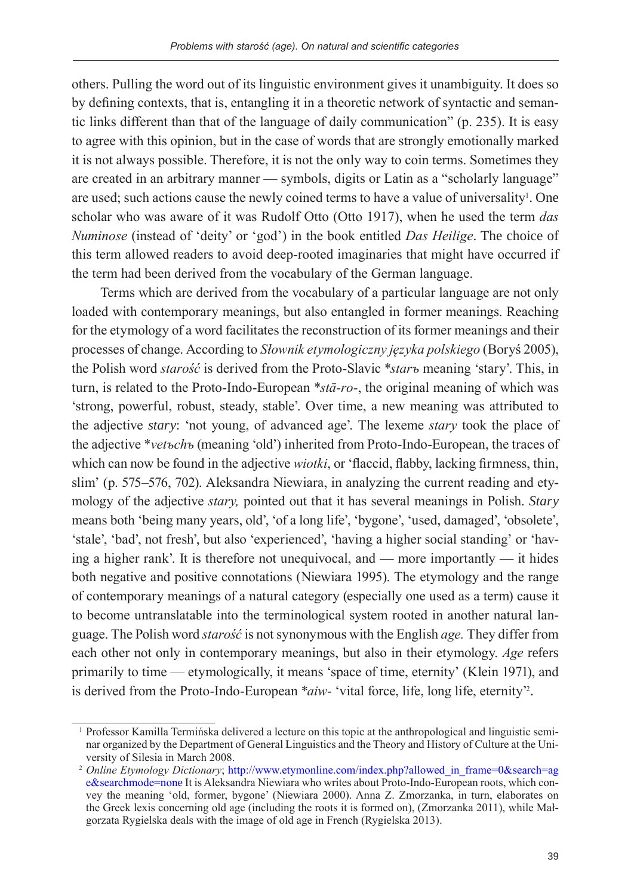others. Pulling the word out of its linguistic environment gives it unambiguity. It does so by defining contexts, that is, entangling it in a theoretic network of syntactic and semantic links different than that of the language of daily communication" (p. 235). It is easy to agree with this opinion, but in the case of words that are strongly emotionally marked it is not always possible. Therefore, it is not the only way to coin terms. Sometimes they are created in an arbitrary manner — symbols, digits or Latin as a "scholarly language" are used; such actions cause the newly coined terms to have a value of universality[1]. One scholar who was aware of it was Rudolf Otto (Otto 1917), when he used the term *das Numinose* (instead of 'deity' or 'god') in the book entitled *Das Heilige*. The choice of this term allowed readers to avoid deep-rooted imaginaries that might have occurred if the term had been derived from the vocabulary of the German language.

Terms which are derived from the vocabulary of a particular language are not only loaded with contemporary meanings, but also entangled in former meanings. Reaching for the etymology of a word facilitates the reconstruction of its former meanings and their processes of change. According to *Słownik etymologiczny języka polskiego* (Boryś 2005), the Polish word *starość* is derived from the Proto-Slavic *\*starъ* meaning 'stary'. This, in turn, is related to the Proto-Indo-European *\*stā-ro-*, the original meaning of which was 'strong, powerful, robust, steady, stable'. Over time, a new meaning was attributed to the adjective *stary*: 'not young, of advanced age'. The lexeme *stary* took the place of the adjective *\*vetъchъ* (meaning 'old') inherited from Proto-Indo-European, the traces of which can now be found in the adjective *wiotki*, or 'flaccid, flabby, lacking firmness, thin, slim' (p. 575–576, 702). Aleksandra Niewiara, in analyzing the current reading and etymology of the adjective *stary,* pointed out that it has several meanings in Polish. *Stary* means both 'being many years, old', 'of a long life', 'bygone', 'used, damaged', 'obsolete', 'stale', 'bad', not fresh', but also 'experienced', 'having a higher social standing' or 'having a higher rank'. It is therefore not unequivocal, and — more importantly — it hides both negative and positive connotations (Niewiara 1995). The etymology and the range of contemporary meanings of a natural category (especially one used as a term) cause it to become untranslatable into the terminological system rooted in another natural language. The Polish word *starość* is not synonymous with the English *age.* They differ from each other not only in contemporary meanings, but also in their etymology. *Age* refers primarily to time — etymologically, it means 'space of time, eternity' (Klein 1971), and is derived from the Proto-Indo-European *\*aiw-* 'vital force, life, long life, eternity'[2].

---

[1] Professor Kamilla Termińska delivered a lecture on this topic at the anthropological and linguistic seminar organized by the Department of General Linguistics and the Theory and History of Culture at the University of Silesia in March 2008.

[2] *Online Etymology Dictionary*; http://www.etymonline.com/index.php?allowed_in_frame=0&search=age&searchmode=none It is Aleksandra Niewiara who writes about Proto-Indo-European roots, which convey the meaning 'old, former, bygone' (Niewiara 2000). Anna Z. Zmorzanka, in turn, elaborates on the Greek lexis concerning old age (including the roots it is formed on), (Zmorzanka 2011), while Małgorzata Rygielska deals with the image of old age in French (Rygielska 2013).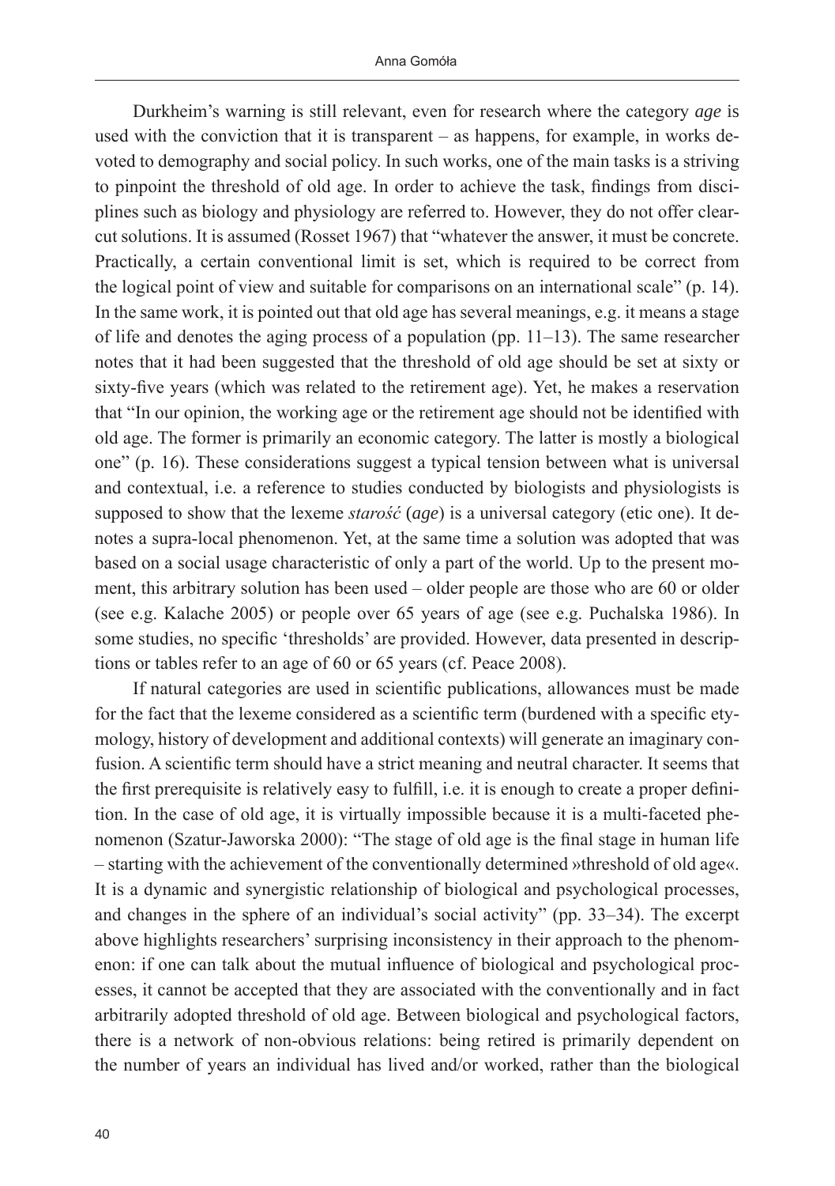Durkheim's warning is still relevant, even for research where the category *age* is used with the conviction that it is transparent – as happens, for example, in works devoted to demography and social policy. In such works, one of the main tasks is a striving to pinpoint the threshold of old age. In order to achieve the task, findings from disciplines such as biology and physiology are referred to. However, they do not offer clear-cut solutions. It is assumed (Rosset 1967) that "whatever the answer, it must be concrete. Practically, a certain conventional limit is set, which is required to be correct from the logical point of view and suitable for comparisons on an international scale" (p. 14). In the same work, it is pointed out that old age has several meanings, e.g. it means a stage of life and denotes the aging process of a population (pp. 11–13). The same researcher notes that it had been suggested that the threshold of old age should be set at sixty or sixty-five years (which was related to the retirement age). Yet, he makes a reservation that "In our opinion, the working age or the retirement age should not be identified with old age. The former is primarily an economic category. The latter is mostly a biological one" (p. 16). These considerations suggest a typical tension between what is universal and contextual, i.e. a reference to studies conducted by biologists and physiologists is supposed to show that the lexeme *starość* (*age*) is a universal category (etic one). It denotes a supra-local phenomenon. Yet, at the same time a solution was adopted that was based on a social usage characteristic of only a part of the world. Up to the present moment, this arbitrary solution has been used – older people are those who are 60 or older (see e.g. Kalache 2005) or people over 65 years of age (see e.g. Puchalska 1986). In some studies, no specific 'thresholds' are provided. However, data presented in descriptions or tables refer to an age of 60 or 65 years (cf. Peace 2008).

If natural categories are used in scientific publications, allowances must be made for the fact that the lexeme considered as a scientific term (burdened with a specific etymology, history of development and additional contexts) will generate an imaginary confusion. A scientific term should have a strict meaning and neutral character. It seems that the first prerequisite is relatively easy to fulfill, i.e. it is enough to create a proper definition. In the case of old age, it is virtually impossible because it is a multi-faceted phenomenon (Szatur-Jaworska 2000): "The stage of old age is the final stage in human life – starting with the achievement of the conventionally determined »threshold of old age«. It is a dynamic and synergistic relationship of biological and psychological processes, and changes in the sphere of an individual's social activity" (pp. 33–34). The excerpt above highlights researchers' surprising inconsistency in their approach to the phenomenon: if one can talk about the mutual influence of biological and psychological processes, it cannot be accepted that they are associated with the conventionally and in fact arbitrarily adopted threshold of old age. Between biological and psychological factors, there is a network of non-obvious relations: being retired is primarily dependent on the number of years an individual has lived and/or worked, rather than the biological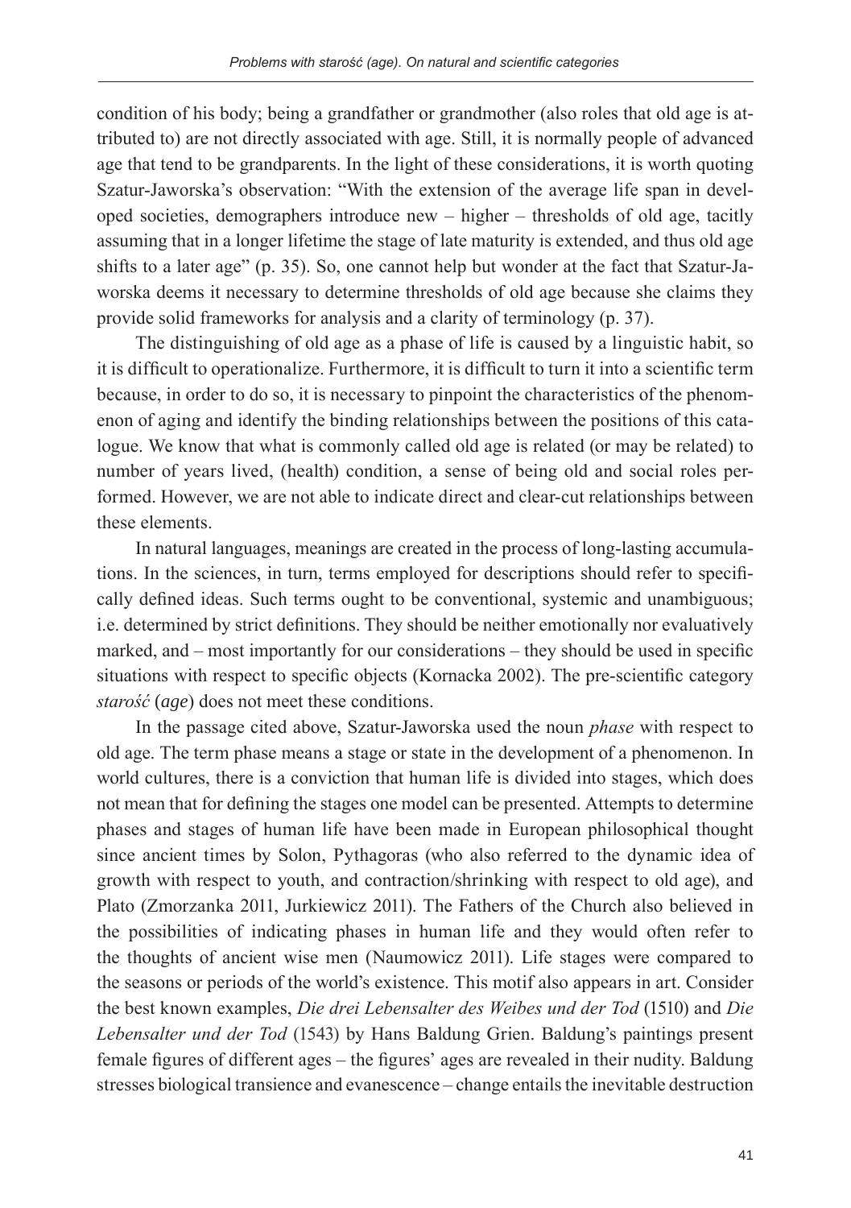condition of his body; being a grandfather or grandmother (also roles that old age is attributed to) are not directly associated with age. Still, it is normally people of advanced age that tend to be grandparents. In the light of these considerations, it is worth quoting Szatur-Jaworska's observation: "With the extension of the average life span in developed societies, demographers introduce new – higher – thresholds of old age, tacitly assuming that in a longer lifetime the stage of late maturity is extended, and thus old age shifts to a later age" (p. 35). So, one cannot help but wonder at the fact that Szatur-Jaworska deems it necessary to determine thresholds of old age because she claims they provide solid frameworks for analysis and a clarity of terminology (p. 37).

The distinguishing of old age as a phase of life is caused by a linguistic habit, so it is difficult to operationalize. Furthermore, it is difficult to turn it into a scientific term because, in order to do so, it is necessary to pinpoint the characteristics of the phenomenon of aging and identify the binding relationships between the positions of this catalogue. We know that what is commonly called old age is related (or may be related) to number of years lived, (health) condition, a sense of being old and social roles performed. However, we are not able to indicate direct and clear-cut relationships between these elements.

In natural languages, meanings are created in the process of long-lasting accumulations. In the sciences, in turn, terms employed for descriptions should refer to specifically defined ideas. Such terms ought to be conventional, systemic and unambiguous; i.e. determined by strict definitions. They should be neither emotionally nor evaluatively marked, and – most importantly for our considerations – they should be used in specific situations with respect to specific objects (Kornacka 2002). The pre-scientific category *starość* (*age*) does not meet these conditions.

In the passage cited above, Szatur-Jaworska used the noun *phase* with respect to old age. The term phase means a stage or state in the development of a phenomenon. In world cultures, there is a conviction that human life is divided into stages, which does not mean that for defining the stages one model can be presented. Attempts to determine phases and stages of human life have been made in European philosophical thought since ancient times by Solon, Pythagoras (who also referred to the dynamic idea of growth with respect to youth, and contraction/shrinking with respect to old age), and Plato (Zmorzanka 2011, Jurkiewicz 2011). The Fathers of the Church also believed in the possibilities of indicating phases in human life and they would often refer to the thoughts of ancient wise men (Naumowicz 2011). Life stages were compared to the seasons or periods of the world's existence. This motif also appears in art. Consider the best known examples, *Die drei Lebensalter des Weibes und der Tod* (1510) and *Die Lebensalter und der Tod* (1543) by Hans Baldung Grien. Baldung's paintings present female figures of different ages – the figures' ages are revealed in their nudity. Baldung stresses biological transience and evanescence – change entails the inevitable destruction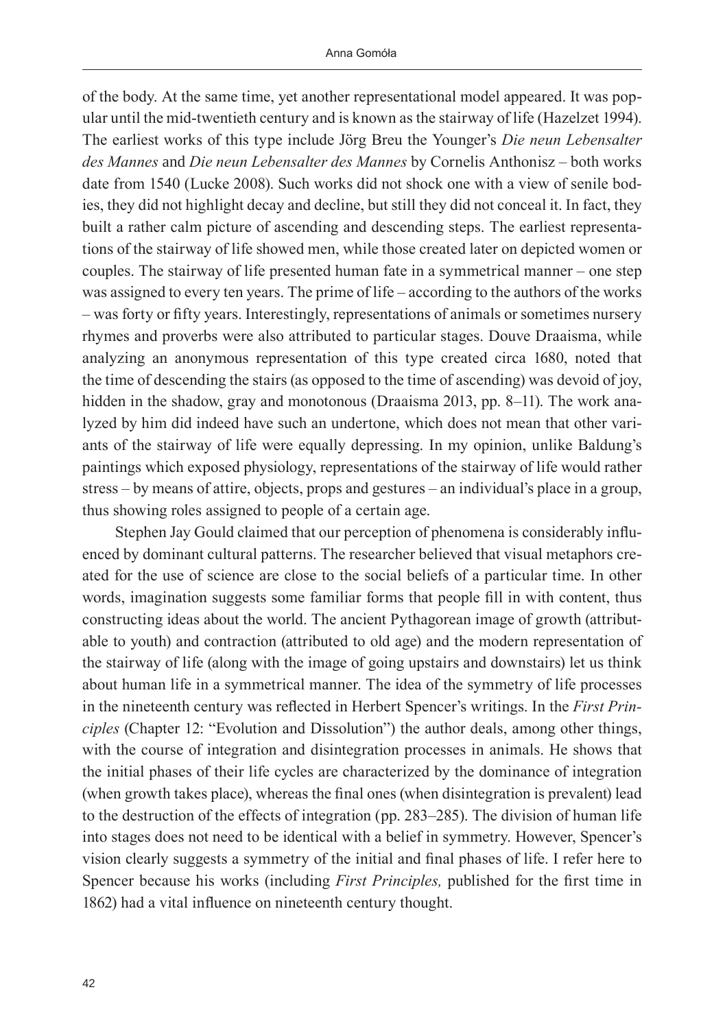of the body. At the same time, yet another representational model appeared. It was popular until the mid-twentieth century and is known as the stairway of life (Hazelzet 1994). The earliest works of this type include Jörg Breu the Younger's *Die neun Lebensalter des Mannes* and *Die neun Lebensalter des Mannes* by Cornelis Anthonisz – both works date from 1540 (Lucke 2008). Such works did not shock one with a view of senile bodies, they did not highlight decay and decline, but still they did not conceal it. In fact, they built a rather calm picture of ascending and descending steps. The earliest representations of the stairway of life showed men, while those created later on depicted women or couples. The stairway of life presented human fate in a symmetrical manner – one step was assigned to every ten years. The prime of life – according to the authors of the works – was forty or fifty years. Interestingly, representations of animals or sometimes nursery rhymes and proverbs were also attributed to particular stages. Douve Draaisma, while analyzing an anonymous representation of this type created circa 1680, noted that the time of descending the stairs (as opposed to the time of ascending) was devoid of joy, hidden in the shadow, gray and monotonous (Draaisma 2013, pp. 8–11). The work analyzed by him did indeed have such an undertone, which does not mean that other variants of the stairway of life were equally depressing. In my opinion, unlike Baldung's paintings which exposed physiology, representations of the stairway of life would rather stress – by means of attire, objects, props and gestures – an individual's place in a group, thus showing roles assigned to people of a certain age.

Stephen Jay Gould claimed that our perception of phenomena is considerably influenced by dominant cultural patterns. The researcher believed that visual metaphors created for the use of science are close to the social beliefs of a particular time. In other words, imagination suggests some familiar forms that people fill in with content, thus constructing ideas about the world. The ancient Pythagorean image of growth (attributable to youth) and contraction (attributed to old age) and the modern representation of the stairway of life (along with the image of going upstairs and downstairs) let us think about human life in a symmetrical manner. The idea of the symmetry of life processes in the nineteenth century was reflected in Herbert Spencer's writings. In the *First Principles* (Chapter 12: "Evolution and Dissolution") the author deals, among other things, with the course of integration and disintegration processes in animals. He shows that the initial phases of their life cycles are characterized by the dominance of integration (when growth takes place), whereas the final ones (when disintegration is prevalent) lead to the destruction of the effects of integration (pp. 283–285). The division of human life into stages does not need to be identical with a belief in symmetry. However, Spencer's vision clearly suggests a symmetry of the initial and final phases of life. I refer here to Spencer because his works (including *First Principles,* published for the first time in 1862) had a vital influence on nineteenth century thought.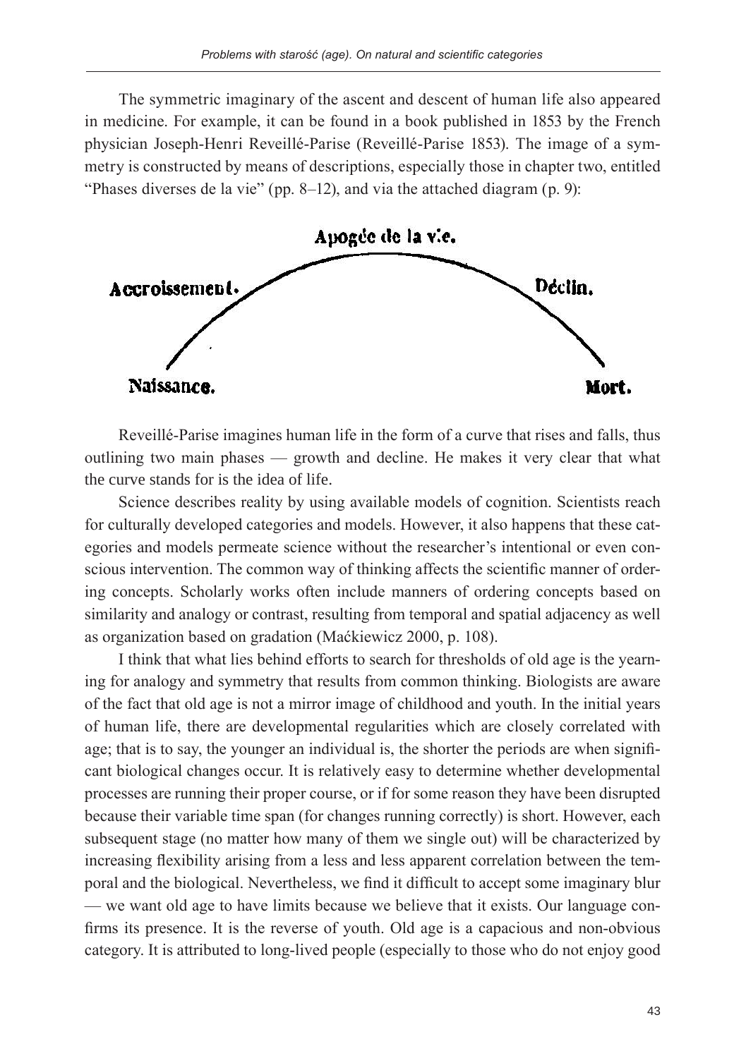The symmetric imaginary of the ascent and descent of human life also appeared in medicine. For example, it can be found in a book published in 1853 by the French physician Joseph-Henri Reveillé-Parise (Reveillé-Parise 1853). The image of a symmetry is constructed by means of descriptions, especially those in chapter two, entitled "Phases diverses de la vie" (pp. 8–12), and via the attached diagram (p. 9):

Apogée de la vie.

Accroissement.

Déclin.

Naissance.

Mort.

Reveillé-Parise imagines human life in the form of a curve that rises and falls, thus outlining two main phases — growth and decline. He makes it very clear that what the curve stands for is the idea of life.

Science describes reality by using available models of cognition. Scientists reach for culturally developed categories and models. However, it also happens that these categories and models permeate science without the researcher's intentional or even conscious intervention. The common way of thinking affects the scientific manner of ordering concepts. Scholarly works often include manners of ordering concepts based on similarity and analogy or contrast, resulting from temporal and spatial adjacency as well as organization based on gradation (Maćkiewicz 2000, p. 108).

I think that what lies behind efforts to search for thresholds of old age is the yearning for analogy and symmetry that results from common thinking. Biologists are aware of the fact that old age is not a mirror image of childhood and youth. In the initial years of human life, there are developmental regularities which are closely correlated with age; that is to say, the younger an individual is, the shorter the periods are when significant biological changes occur. It is relatively easy to determine whether developmental processes are running their proper course, or if for some reason they have been disrupted because their variable time span (for changes running correctly) is short. However, each subsequent stage (no matter how many of them we single out) will be characterized by increasing flexibility arising from a less and less apparent correlation between the temporal and the biological. Nevertheless, we find it difficult to accept some imaginary blur — we want old age to have limits because we believe that it exists. Our language confirms its presence. It is the reverse of youth. Old age is a capacious and non-obvious category. It is attributed to long-lived people (especially to those who do not enjoy good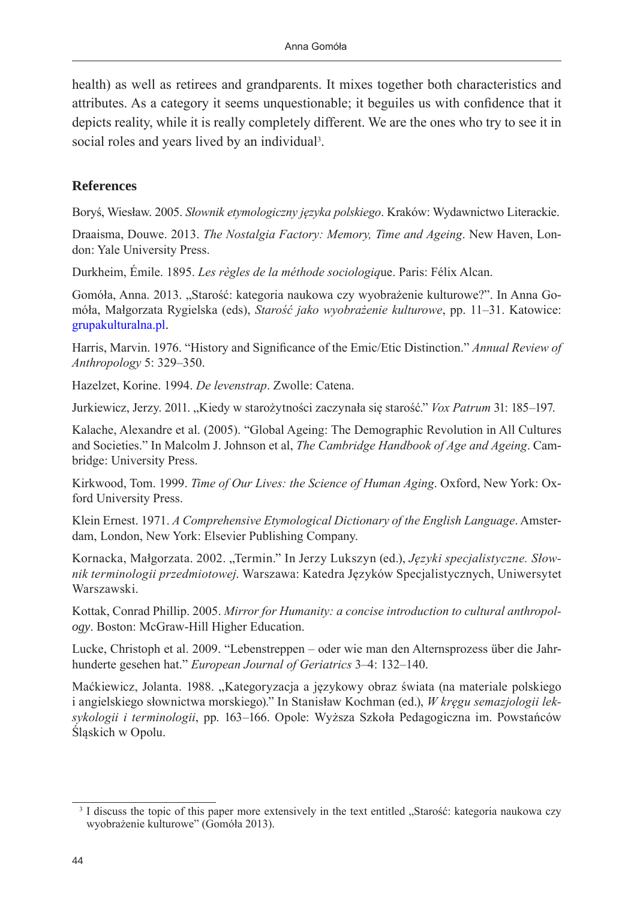health) as well as retirees and grandparents. It mixes together both characteristics and attributes. As a category it seems unquestionable; it beguiles us with confidence that it depicts reality, while it is really completely different. We are the ones who try to see it in social roles and years lived by an individual[3].

## References

Boryś, Wiesław. 2005. *Słownik etymologiczny języka polskiego*. Kraków: Wydawnictwo Literackie.

Draaisma, Douwe. 2013. *The Nostalgia Factory: Memory, Time and Ageing*. New Haven, London: Yale University Press.

Durkheim, Émile. 1895. *Les règles de la méthode sociologiq*ue. Paris: Félix Alcan.

Gomóła, Anna. 2013. „Starość: kategoria naukowa czy wyobrażenie kulturowe?". In Anna Gomóła, Małgorzata Rygielska (eds), *Starość jako wyobrażenie kulturowe*, pp. 11–31. Katowice: grupakulturalna.pl.

Harris, Marvin. 1976. "History and Significance of the Emic/Etic Distinction." *Annual Review of Anthropology* 5: 329–350.

Hazelzet, Korine. 1994. *De levenstrap*. Zwolle: Catena.

Jurkiewicz, Jerzy. 2011. „Kiedy w starożytności zaczynała się starość." *Vox Patrum* 31: 185–197.

Kalache, Alexandre et al. (2005). "Global Ageing: The Demographic Revolution in All Cultures and Societies." In Malcolm J. Johnson et al, *The Cambridge Handbook of Age and Ageing*. Cambridge: University Press.

Kirkwood, Tom. 1999. *Time of Our Lives: the Science of Human Aging*. Oxford, New York: Oxford University Press.

Klein Ernest. 1971. *A Comprehensive Etymological Dictionary of the English Language*. Amsterdam, London, New York: Elsevier Publishing Company.

Kornacka, Małgorzata. 2002. „Termin." In Jerzy Lukszyn (ed.), *Języki specjalistyczne. Słownik terminologii przedmiotowej*. Warszawa: Katedra Języków Specjalistycznych, Uniwersytet Warszawski.

Kottak, Conrad Phillip. 2005. *Mirror for Humanity: a concise introduction to cultural anthropology*. Boston: McGraw-Hill Higher Education.

Lucke, Christoph et al. 2009. "Lebenstreppen – oder wie man den Alternsprozess über die Jahrhunderte gesehen hat." *European Journal of Geriatrics* 3–4: 132–140.

Maćkiewicz, Jolanta. 1988. „Kategoryzacja a językowy obraz świata (na materiale polskiego i angielskiego słownictwa morskiego)." In Stanisław Kochman (ed.), *W kręgu semazjologii leksykologii i terminologii*, pp. 163–166. Opole: Wyższa Szkoła Pedagogiczna im. Powstańców Śląskich w Opolu.

[3] I discuss the topic of this paper more extensively in the text entitled „Starość: kategoria naukowa czy wyobrażenie kulturowe" (Gomóła 2013).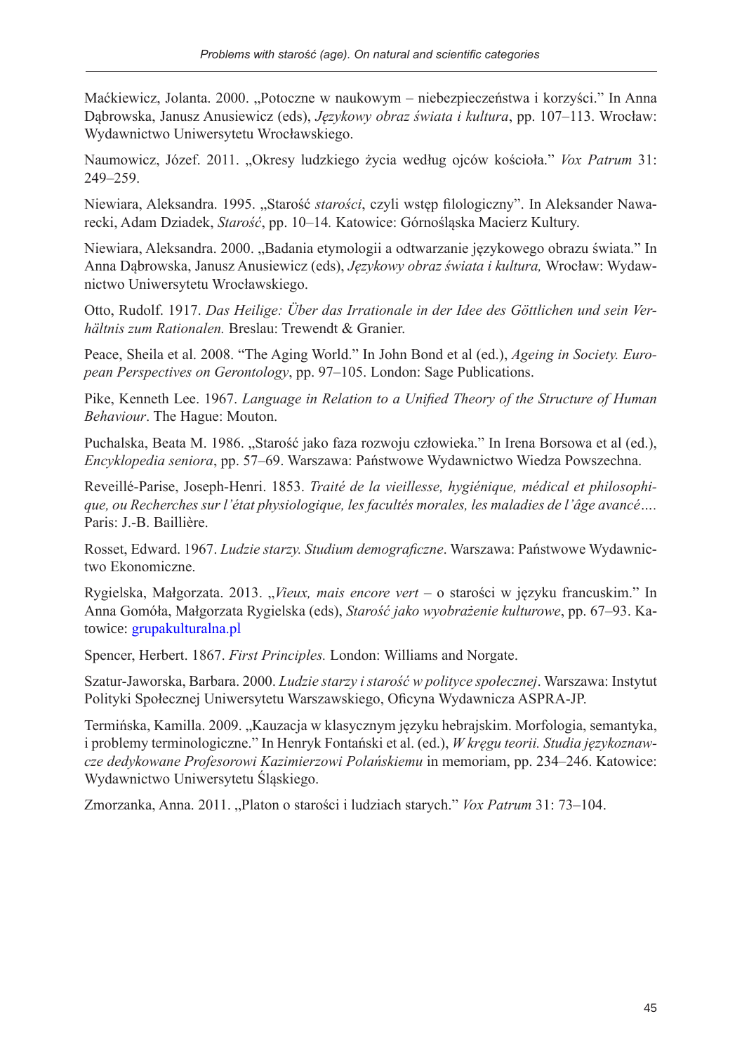Maćkiewicz, Jolanta. 2000. „Potoczne w naukowym – niebezpieczeństwa i korzyści." In Anna Dąbrowska, Janusz Anusiewicz (eds), *Językowy obraz świata i kultura*, pp. 107–113. Wrocław: Wydawnictwo Uniwersytetu Wrocławskiego.

Naumowicz, Józef. 2011. „Okresy ludzkiego życia według ojców kościoła." *Vox Patrum* 31: 249–259.

Niewiara, Aleksandra. 1995. „Starość *starości*, czyli wstęp filologiczny". In Aleksander Nawarecki, Adam Dziadek, *Starość*, pp. 10–14. Katowice: Górnośląska Macierz Kultury.

Niewiara, Aleksandra. 2000. „Badania etymologii a odtwarzanie językowego obrazu świata." In Anna Dąbrowska, Janusz Anusiewicz (eds), *Językowy obraz świata i kultura,* Wrocław: Wydawnictwo Uniwersytetu Wrocławskiego.

Otto, Rudolf. 1917. *Das Heilige: Über das Irrationale in der Idee des Göttlichen und sein Verhältnis zum Rationalen.* Breslau: Trewendt & Granier.

Peace, Sheila et al. 2008. "The Aging World." In John Bond et al (ed.), *Ageing in Society. European Perspectives on Gerontology*, pp. 97–105. London: Sage Publications.

Pike, Kenneth Lee. 1967. *Language in Relation to a Unified Theory of the Structure of Human Behaviour*. The Hague: Mouton.

Puchalska, Beata M. 1986. „Starość jako faza rozwoju człowieka." In Irena Borsowa et al (ed.), *Encyklopedia seniora*, pp. 57–69. Warszawa: Państwowe Wydawnictwo Wiedza Powszechna.

Reveillé-Parise, Joseph-Henri. 1853. *Traité de la vieillesse, hygiénique, médical et philosophique, ou Recherches sur l'état physiologique, les facultés morales, les maladies de l'âge avancé….* Paris: J.-B. Baillière.

Rosset, Edward. 1967. *Ludzie starzy. Studium demograficzne*. Warszawa: Państwowe Wydawnictwo Ekonomiczne.

Rygielska, Małgorzata. 2013. „*Vieux, mais encore vert* – o starości w języku francuskim." In Anna Gomóła, Małgorzata Rygielska (eds), *Starość jako wyobrażenie kulturowe*, pp. 67–93. Katowice: grupakulturalna.pl

Spencer, Herbert. 1867. *First Principles.* London: Williams and Norgate.

Szatur-Jaworska, Barbara. 2000. *Ludzie starzy i starość w polityce społecznej*. Warszawa: Instytut Polityki Społecznej Uniwersytetu Warszawskiego, Oficyna Wydawnicza ASPRA-JP.

Termińska, Kamilla. 2009. „Kauzacja w klasycznym języku hebrajskim. Morfologia, semantyka, i problemy terminologiczne." In Henryk Fontański et al. (ed.), *W kręgu teorii. Studia językoznawcze dedykowane Profesorowi Kazimierzowi Polańskiemu* in memoriam, pp. 234–246. Katowice: Wydawnictwo Uniwersytetu Śląskiego.

Zmorzanka, Anna. 2011. „Platon o starości i ludziach starych." *Vox Patrum* 31: 73–104.